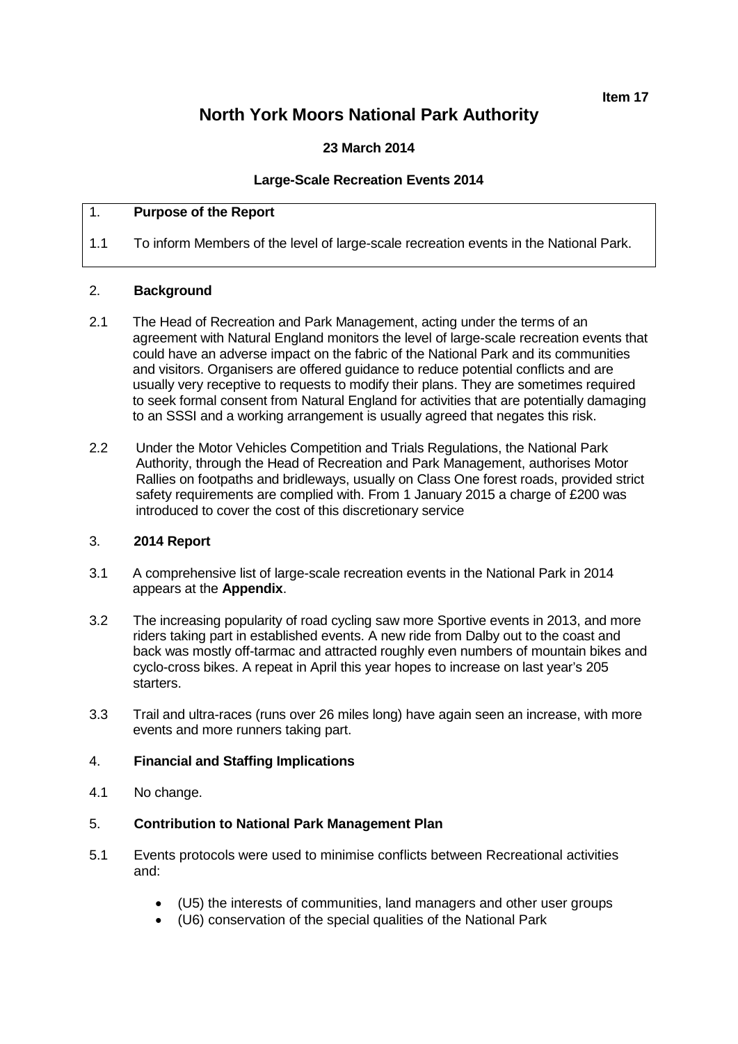**Item 17**

# North York Moors National Park Authority

**23 March 2014**

**Large-Scale Recreation Events 2014**

1. **Purpose of the Report**

1.1 To inform Members of the level of large-scale recreation events in the National Park.

2. **Background**

2.1 The Head of Recreation and Park Management, acting under the terms of an agreement with Natural England monitors the level of large-scale recreation events that could have an adverse impact on the fabric of the National Park and its communities and visitors. Organisers are offered guidance to reduce potential conflicts and are usually very receptive to requests to modify their plans. They are sometimes required to seek formal consent from Natural England for activities that are potentially damaging to an SSSI and a working arrangement is usually agreed that negates this risk.

2.2 Under the Motor Vehicles Competition and Trials Regulations, the National Park Authority, through the Head of Recreation and Park Management, authorises Motor Rallies on footpaths and bridleways, usually on Class One forest roads, provided strict safety requirements are complied with. From 1 January 2015 a charge of £200 was introduced to cover the cost of this discretionary service

3. **2014 Report**

3.1 A comprehensive list of large-scale recreation events in the National Park in 2014 appears at the **Appendix**.

3.2 The increasing popularity of road cycling saw more Sportive events in 2013, and more riders taking part in established events. A new ride from Dalby out to the coast and back was mostly off-tarmac and attracted roughly even numbers of mountain bikes and cyclo-cross bikes. A repeat in April this year hopes to increase on last year's 205 starters.

3.3 Trail and ultra-races (runs over 26 miles long) have again seen an increase, with more events and more runners taking part.

4. **Financial and Staffing Implications**

4.1 No change.

5. **Contribution to National Park Management Plan**

5.1 Events protocols were used to minimise conflicts between Recreational activities and:

- (U5) the interests of communities, land managers and other user groups
- (U6) conservation of the special qualities of the National Park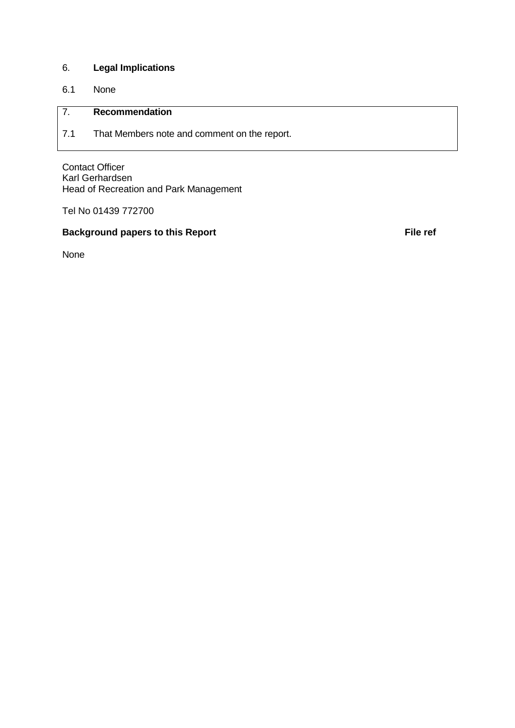## 6. **Legal Implications**

6.1 None

## 7. **Recommendation**

7.1 That Members note and comment on the report.

Contact Officer
Karl Gerhardsen
Head of Recreation and Park Management

Tel No 01439 772700

| **Background papers to this Report** | **File ref** |
| --- | --- |
| None | |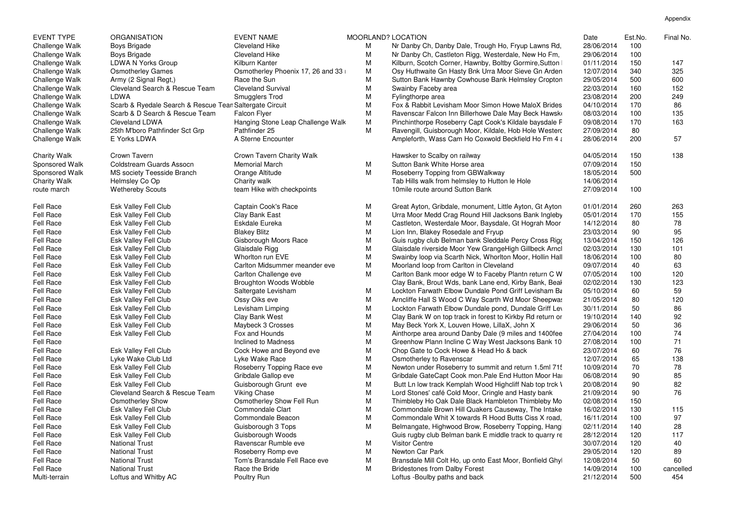Appendix

| EVENT TYPE | ORGANISATION | EVENT NAME | MOORLAND? | LOCATION | Date | Est.No. | Final No. |
|---|---|---|---|---|---|---|---|
| Challenge Walk | Boys Brigade | Cleveland Hike | M | Nr Danby Ch, Danby Dale, Trough Ho, Fryup Lawns Rd, | 28/06/2014 | 100 | |
| Challenge Walk | Boys Brigade | Cleveland Hike | M | Nr Danby Ch, Castleton Rigg, Westerdale, New Ho Fm, | 29/06/2014 | 100 | |
| Challenge Walk | LDWA N Yorks Group | Kilburn Kanter | M | Kilburn, Scotch Corner, Hawnby, Boltby Gormire,Sutton | 01/11/2014 | 150 | 147 |
| Challenge Walk | Osmotherley Games | Osmotherley Phoenix 17, 26 and 33 | M | Osy Huthwaite Gn Hasty Bnk Urra Moor Sieve Gn Arden | 12/07/2014 | 340 | 325 |
| Challenge Walk | Army (2 Signal Regt,) | Race the Sun | M | Sutton Bank Hawnby Cowhouse Bank Helmsley Cropton | 29/05/2014 | 500 | 600 |
| Challenge Walk | Cleveland Search & Rescue Team | Cleveland Survival | M | Swainby Faceby area | 22/03/2014 | 160 | 152 |
| Challenge Walk | LDWA | Smugglers Trod | M | Fylingthorpe area | 23/08/2014 | 200 | 249 |
| Challenge Walk | Scarb & Ryedale Search & Rescue Tean | Saltergate Circuit | M | Fox & Rabbit Levisham Moor Simon Howe MaloX Brides | 04/10/2014 | 170 | 86 |
| Challenge Walk | Scarb & D Search & Rescue Team | Falcon Flyer | M | Ravenscar Falcon Inn Billerhowe Dale May Beck Hawsk | 08/03/2014 | 100 | 135 |
| Challenge Walk | Cleveland LDWA | Hanging Stone Leap Challenge Walk | M | Pinchinthorpe Roseberry Capt Cook's Kildale baysdale F | 09/08/2014 | 170 | 163 |
| Challenge Walk | 25th M'boro Pathfinder Sct Grp | Pathfinder 25 | M | Ravengill, Guisborough Moor, Kildale, Hob Hole Westerd | 27/09/2014 | 80 | |
| Challenge Walk | E Yorks LDWA | A Sterne Encounter | | Ampleforth, Wass Cam Ho Coxwold Beckfield Ho Fm 4 a | 28/06/2014 | 200 | 57 |
| Charity Walk | Crown Tavern | Crown Tavern Charity Walk | | Hawsker to Scalby on railway | 04/05/2014 | 150 | 138 |
| Sponsored Walk | Coldstream Guards Assocn | Memorial March | M | Sutton Bank White Horse area | 07/09/2014 | 150 | |
| Sponsored Walk | MS society Teesside Branch | Orange Altitude | M | Roseberry Topping from GBWalkway | 18/05/2014 | 500 | |
| Charity Walk | Helmsley Co Op | Charity walk | | Tab Hills walk from helmsley to Hutton le Hole | 14/06/2014 | | |
| route march | Wethereby Scouts | team Hike with checkpoints | | 10mile route around Sutton Bank | 27/09/2014 | 100 | |
| Fell Race | Esk Valley Fell Club | Captain Cook's Race | M | Great Ayton, Gribdale, monument, Little Ayton, Gt Ayton | 01/01/2014 | 260 | 263 |
| Fell Race | Esk Valley Fell Club | Clay Bank East | M | Urra Moor Medd Crag Round Hill Jacksons Bank Ingleby | 05/01/2014 | 170 | 155 |
| Fell Race | Esk Valley Fell Club | Eskdale Eureka | M | Castleton, Westerdale Moor, Baysdale, Gt Hograh Moor | 14/12/2014 | 80 | 78 |
| Fell Race | Esk Valley Fell Club | Blakey Blitz | M | Lion Inn, Blakey Rosedale and Fryup | 23/03/2014 | 90 | 95 |
| Fell Race | Esk Valley Fell Club | Gisborough Moors Race | M | Guis rugby club Belman bank Sleddale Percy Cross Rigg | 13/04/2014 | 150 | 126 |
| Fell Race | Esk Valley Fell Club | Glaisdale Rigg | M | Glaisdale riverside Moor Yew GrangeHigh Gillbeck Arncl | 02/03/2014 | 130 | 101 |
| Fell Race | Esk Valley Fell Club | Whorlton run EVE | M | Swainby loop via Scarth Nick, Whorlton Moor, Hollin Hall | 18/06/2014 | 100 | 80 |
| Fell Race | Esk Valley Fell Club | Carlton Midsummer meander eve | M | Moorland loop from Carlton in Cleveland | 09/07/2014 | 40 | 63 |
| Fell Race | Esk Valley Fell Club | Carlton Challenge eve | M | Carlton Bank moor edge W to Faceby Plantn return C W | 07/05/2014 | 100 | 120 |
| Fell Race | Esk Valley Fell Club | Broughton Woods Wobble | | Clay Bank, Brout Wds, bank Lane end, Kirby Bank, Beak | 02/02/2014 | 130 | 123 |
| Fell Race | Esk Valley Fell Club | Saltergate Levisham | M | Lockton Farwath Elbow Dundale Pond Griff Levisham Ba | 05/10/2014 | 60 | 59 |
| Fell Race | Esk Valley Fell Club | Ossy Oiks eve | M | Arncliffe Hall S Wood C Way Scarth Wd Moor Sheepwas | 21/05/2014 | 80 | 120 |
| Fell Race | Esk Valley Fell Club | Levisham Limping | M | Lockton Farwath Elbow Dundale pond, Dundale Griff Lev | 30/11/2014 | 50 | 86 |
| Fell Race | Esk Valley Fell Club | Clay Bank West | M | Clay Bank W on top track in forest to Kirkby Rd return or | 19/10/2014 | 140 | 92 |
| Fell Race | Esk Valley Fell Club | Maybeck 3 Crosses | M | May Beck York X, Louven Howe, LillaX, John X | 29/06/2014 | 50 | 36 |
| Fell Race | Esk Valley Fell Club | Fox and Hounds | M | Ainthorpe area around Danby Dale (9 miles and 1400fee | 27/04/2014 | 100 | 74 |
| Fell Race | | Inclined to Madness | M | Greenhow Plann Incline C Way West Jacksons Bank 10 | 27/08/2014 | 100 | 71 |
| Fell Race | Esk Valley Fell Club | Cock Howe and Beyond eve | M | Chop Gate to Cock Howe & Head Ho & back | 23/07/2014 | 60 | 76 |
| Fell Race | Lyke Wake Club Ltd | Lyke Wake Race | M | Osmotherley to Ravenscar | 12/07/2014 | 65 | 138 |
| Fell Race | Esk Valley Fell Club | Roseberry Topping Race eve | M | Newton under Roseberry to summit and return 1.5ml 715 | 10/09/2014 | 70 | 78 |
| Fell Race | Esk Valley Fell Club | Gribdale Gallop eve | M | Gribdale GateCapt Cook mon.Pale End Hutton Moor Ha | 06/08/2014 | 90 | 85 |
| Fell Race | Esk Valley Fell Club | Guisborough Grunt eve | M | Butt Ln low track Kemplah Wood Highcliff Nab top trck \ | 20/08/2014 | 90 | 82 |
| Fell Race | Cleveland Search & Rescue Team | Viking Chase | M | Lord Stones' café Cold Moor, Cringle and Hasty bank | 21/09/2014 | 90 | 76 |
| Fell Race | Osmotherley Show | Osmotherley Show Fell Run | M | Thimbleby Ho Oak Dale Black Hambleton Thimbleby Mo | 02/08/2014 | 150 | |
| Fell Race | Esk Valley Fell Club | Commondale Clart | M | Commondale Brown Hill Quakers Causeway, The Intake | 16/02/2014 | 130 | 115 |
| Fell Race | Esk Valley Fell Club | Commondale Beacon | M | Commondale Whit X towards R Hood Butts Ciss X road, | 16/11/2014 | 100 | 97 |
| Fell Race | Esk Valley Fell Club | Guisborough 3 Tops | M | Belmangate, Highwood Brow, Roseberry Topping, Hang | 02/11/2014 | 140 | 28 |
| Fell Race | Esk Valley Fell Club | Guisborough Woods | | Guis rugby club Belman bank E middle track to quarry re | 28/12/2014 | 120 | 117 |
| Fell Race | National Trust | Ravenscar Rumble eve | M | Visitor Centre | 30/07/2014 | 120 | 40 |
| Fell Race | National Trust | Roseberry Romp eve | M | Newton Car Park | 29/05/2014 | 120 | 89 |
| Fell Race | National Trust | Tom's Bransdale Fell Race eve | M | Bransdale Mill Colt Ho, up onto East Moor, Bonfield Ghyl | 12/08/2014 | 50 | 60 |
| Fell Race | National Trust | Race the Bride | M | Bridestones from Dalby Forest | 14/09/2014 | 100 | cancelled |
| Multi-terrain | Loftus and Whitby AC | Poultry Run | | Loftus -Boulby paths and back | 21/12/2014 | 500 | 454 |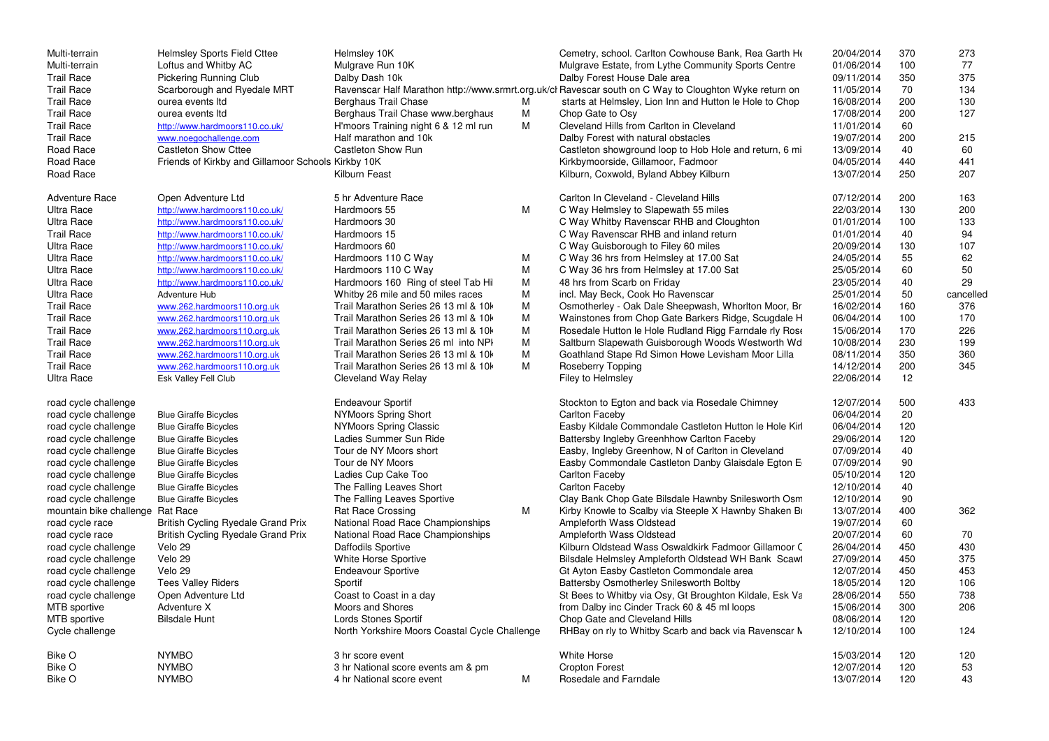| | | | | | | | |
|---|---|---|---|---|---|---|---|
| Multi-terrain | Helmsley Sports Field Cttee | Helmsley 10K | | Cemetry, school. Carlton Cowhouse Bank, Rea Garth He | 20/04/2014 | 370 | 273 |
| Multi-terrain | Loftus and Whitby AC | Mulgrave Run 10K | | Mulgrave Estate, from Lythe Community Sports Centre | 01/06/2014 | 100 | 77 |
| Trail Race | Pickering Running Club | Dalby Dash 10k | | Dalby Forest House Dale area | 09/11/2014 | 350 | 375 |
| Trail Race | Scarborough and Ryedale MRT | Ravenscar Half Marathon http://www.srmrt.org.uk/cl | | Ravescar south on C Way to Cloughton Wyke return on | 11/05/2014 | 70 | 134 |
| Trail Race | ourea events ltd | Berghaus Trail Chase | M | starts at Helmsley, Lion Inn and Hutton le Hole to Chop | 16/08/2014 | 200 | 130 |
| Trail Race | ourea events ltd | Berghaus Trail Chase www.berghaus | M | Chop Gate to Osy | 17/08/2014 | 200 | 127 |
| Trail Race | http://www.hardmoors110.co.uk/ | H'moors Training night 6 & 12 ml run | M | Cleveland Hills from Carlton in Cleveland | 11/01/2014 | 60 | |
| Trail Race | www.noegochallenge.com | Half marathon and 10k | | Dalby Forest with natural obstacles | 19/07/2014 | 200 | 215 |
| Road Race | Castleton Show Cttee | Castleton Show Run | | Castleton showground loop to Hob Hole and return, 6 mi | 13/09/2014 | 40 | 60 |
| Road Race | Friends of Kirkby and Gillamoor Schools | Kirkby 10K | | Kirkbymoorside, Gillamoor, Fadmoor | 04/05/2014 | 440 | 441 |
| Road Race | | Kilburn Feast | | Kilburn, Coxwold, Byland Abbey Kilburn | 13/07/2014 | 250 | 207 |
| | | | | | | | |
| Adventure Race | Open Adventure Ltd | 5 hr Adventure Race | | Carlton In Cleveland - Cleveland Hills | 07/12/2014 | 200 | 163 |
| Ultra Race | http://www.hardmoors110.co.uk/ | Hardmoors 55 | M | C Way Helmsley to Slapewath 55 miles | 22/03/2014 | 130 | 200 |
| Ultra Race | http://www.hardmoors110.co.uk/ | Hardmoors 30 | | C Way Whitby Ravenscar RHB and Cloughton | 01/01/2014 | 100 | 133 |
| Trail Race | http://www.hardmoors110.co.uk/ | Hardmoors 15 | | C Way Ravenscar RHB and inland return | 01/01/2014 | 40 | 94 |
| Ultra Race | http://www.hardmoors110.co.uk/ | Hardmoors 60 | | C Way Guisborough to Filey 60 miles | 20/09/2014 | 130 | 107 |
| Ultra Race | http://www.hardmoors110.co.uk/ | Hardmoors 110 C Way | M | C Way 36 hrs from Helmsley at 17.00 Sat | 24/05/2014 | 55 | 62 |
| Ultra Race | http://www.hardmoors110.co.uk/ | Hardmoors 110 C Way | M | C Way 36 hrs from Helmsley at 17.00 Sat | 25/05/2014 | 60 | 50 |
| Ultra Race | http://www.hardmoors110.co.uk/ | Hardmoors 160 Ring of steel Tab Hi | M | 48 hrs from Scarb on Friday | 23/05/2014 | 40 | 29 |
| Ultra Race | Adventure Hub | Whitby 26 mile and 50 miles races | M | incl. May Beck, Cook Ho Ravenscar | 25/01/2014 | 50 | cancelled |
| Trail Race | www.262.hardmoors110.org.uk | Trail Marathon Series 26 13 ml & 10k | M | Osmotherley - Oak Dale Sheepwash, Whorlton Moor, Br | 16/02/2014 | 160 | 376 |
| Trail Race | www.262.hardmoors110.org.uk | Trail Marathon Series 26 13 ml & 10k | M | Wainstones from Chop Gate Barkers Ridge, Scugdale H | 06/04/2014 | 100 | 170 |
| Trail Race | www.262.hardmoors110.org.uk | Trail Marathon Series 26 13 ml & 10k | M | Rosedale Hutton le Hole Rudland Rigg Farndale rly Rose | 15/06/2014 | 170 | 226 |
| Trail Race | www.262.hardmoors110.org.uk | Trail Marathon Series 26 ml into NPk | M | Saltburn Slapewath Guisborough Woods Westworth Wd | 10/08/2014 | 230 | 199 |
| Trail Race | www.262.hardmoors110.org.uk | Trail Marathon Series 26 13 ml & 10k | M | Goathland Stape Rd Simon Howe Levisham Moor Lilla | 08/11/2014 | 350 | 360 |
| Trail Race | www.262.hardmoors110.org.uk | Trail Marathon Series 26 13 ml & 10k | M | Roseberry Topping | 14/12/2014 | 200 | 345 |
| Ultra Race | Esk Valley Fell Club | Cleveland Way Relay | | Filey to Helmsley | 22/06/2014 | 12 | |
| | | | | | | | |
| road cycle challenge | | Endeavour Sportif | | Stockton to Egton and back via Rosedale Chimney | 12/07/2014 | 500 | 433 |
| road cycle challenge | Blue Giraffe Bicycles | NYMoors Spring Short | | Carlton Faceby | 06/04/2014 | 20 | |
| road cycle challenge | Blue Giraffe Bicycles | NYMoors Spring Classic | | Easby Kildale Commondale Castleton Hutton le Hole Kirl | 06/04/2014 | 120 | |
| road cycle challenge | Blue Giraffe Bicycles | Ladies Summer Sun Ride | | Battersby Ingleby Greenhhow Carlton Faceby | 29/06/2014 | 120 | |
| road cycle challenge | Blue Giraffe Bicycles | Tour de NY Moors short | | Easby, Ingleby Greenhow, N of Carlton in Cleveland | 07/09/2014 | 40 | |
| road cycle challenge | Blue Giraffe Bicycles | Tour de NY Moors | | Easby Commondale Castleton Danby Glaisdale Egton E | 07/09/2014 | 90 | |
| road cycle challenge | Blue Giraffe Bicycles | Ladies Cup Cake Too | | Carlton Faceby | 05/10/2014 | 120 | |
| road cycle challenge | Blue Giraffe Bicycles | The Falling Leaves Short | | Carlton Faceby | 12/10/2014 | 40 | |
| road cycle challenge | Blue Giraffe Bicycles | The Falling Leaves Sportive | | Clay Bank Chop Gate Bilsdale Hawnby Snilesworth Osm | 12/10/2014 | 90 | |
| mountain bike challenge | Rat Race | Rat Race Crossing | M | Kirby Knowle to Scalby via Steeple X Hawnby Shaken Bi | 13/07/2014 | 400 | 362 |
| road cycle race | British Cycling Ryedale Grand Prix | National Road Race Championships | | Ampleforth Wass Oldstead | 19/07/2014 | 60 | |
| road cycle race | British Cycling Ryedale Grand Prix | National Road Race Championships | | Ampleforth Wass Oldstead | 20/07/2014 | 60 | 70 |
| road cycle challenge | Velo 29 | Daffodils Sportive | | Kilburn Oldstead Wass Oswaldkirk Fadmoor Gillamoor C | 26/04/2014 | 450 | 430 |
| road cycle challenge | Velo 29 | White Horse Sportive | | Bilsdale Helmsley Ampleforth Oldstead WH Bank Scawt | 27/09/2014 | 450 | 375 |
| road cycle challenge | Velo 29 | Endeavour Sportive | | Gt Ayton Easby Castleton Commondale area | 12/07/2014 | 450 | 453 |
| road cycle challenge | Tees Valley Riders | Sportif | | Battersby Osmotherley Snilesworth Boltby | 18/05/2014 | 120 | 106 |
| road cycle challenge | Open Adventure Ltd | Coast to Coast in a day | | St Bees to Whitby via Osy, Gt Broughton Kildale, Esk Va | 28/06/2014 | 550 | 738 |
| MTB sportive | Adventure X | Moors and Shores | | from Dalby inc Cinder Track 60 & 45 ml loops | 15/06/2014 | 300 | 206 |
| MTB sportive | Bilsdale Hunt | Lords Stones Sportif | | Chop Gate and Cleveland Hills | 08/06/2014 | 120 | |
| Cycle challenge | | North Yorkshire Moors Coastal Cycle Challenge | | RHBay on rly to Whitby Scarb and back via Ravenscar M | 12/10/2014 | 100 | 124 |
| | | | | | | | |
| Bike O | NYMBO | 3 hr score event | | White Horse | 15/03/2014 | 120 | 120 |
| Bike O | NYMBO | 3 hr National score events am & pm | | Cropton Forest | 12/07/2014 | 120 | 53 |
| Bike O | NYMBO | 4 hr National score event | M | Rosedale and Farndale | 13/07/2014 | 120 | 43 |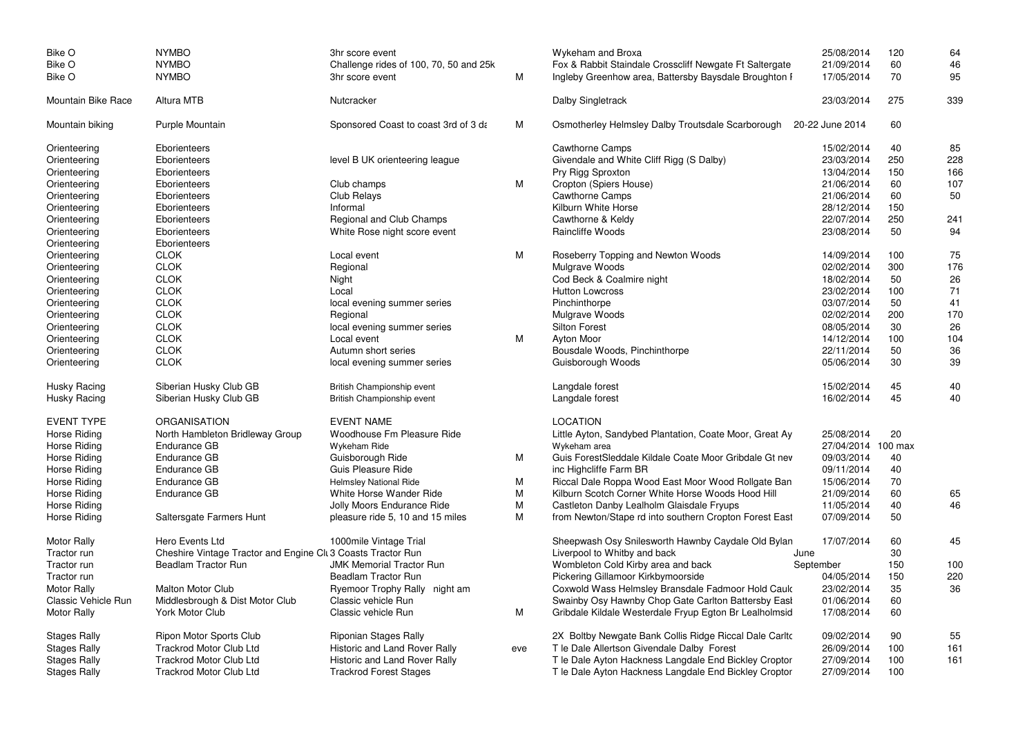| | | | | | | | |
|---|---|---|---|---|---|---|---|
| Bike O | NYMBO | 3hr score event | | Wykeham and Broxa | 25/08/2014 | 120 | 64 |
| Bike O | NYMBO | Challenge rides of 100, 70, 50 and 25k | | Fox & Rabbit Staindale Crosscliff Newgate Ft Saltergate | 21/09/2014 | 60 | 46 |
| Bike O | NYMBO | 3hr score event | M | Ingleby Greenhow area, Battersby Baysdale Broughton I | 17/05/2014 | 70 | 95 |
| | | | | | | | |
| Mountain Bike Race | Altura MTB | Nutcracker | | Dalby Singletrack | 23/03/2014 | 275 | 339 |
| | | | | | | | |
| Mountain biking | Purple Mountain | Sponsored Coast to coast 3rd of 3 da | M | Osmotherley Helmsley Dalby Troutsdale Scarborough | 20-22 June 2014 | 60 | |
| | | | | | | | |
| Orienteering | Eborienteers | | | Cawthorne Camps | 15/02/2014 | 40 | 85 |
| Orienteering | Eborienteers | level B UK orienteering league | | Givendale and White Cliff Rigg (S Dalby) | 23/03/2014 | 250 | 228 |
| Orienteering | Eborienteers | | | Pry Rigg Sproxton | 13/04/2014 | 150 | 166 |
| Orienteering | Eborienteers | Club champs | M | Cropton (Spiers House) | 21/06/2014 | 60 | 107 |
| Orienteering | Eborienteers | Club Relays | | Cawthorne Camps | 21/06/2014 | 60 | 50 |
| Orienteering | Eborienteers | Informal | | Kilburn White Horse | 28/12/2014 | 150 | |
| Orienteering | Eborienteers | Regional and Club Champs | | Cawthorne & Keldy | 22/07/2014 | 250 | 241 |
| Orienteering | Eborienteers | White Rose night score event | | Raincliffe Woods | 23/08/2014 | 50 | 94 |
| Orienteering | Eborienteers | | | | | | |
| Orienteering | CLOK | Local event | M | Roseberry Topping and Newton Woods | 14/09/2014 | 100 | 75 |
| Orienteering | CLOK | Regional | | Mulgrave Woods | 02/02/2014 | 300 | 176 |
| Orienteering | CLOK | Night | | Cod Beck & Coalmire night | 18/02/2014 | 50 | 26 |
| Orienteering | CLOK | Local | | Hutton Lowcross | 23/02/2014 | 100 | 71 |
| Orienteering | CLOK | local evening summer series | | Pinchinthorpe | 03/07/2014 | 50 | 41 |
| Orienteering | CLOK | Regional | | Mulgrave Woods | 02/02/2014 | 200 | 170 |
| Orienteering | CLOK | local evening summer series | | Silton Forest | 08/05/2014 | 30 | 26 |
| Orienteering | CLOK | Local event | M | Ayton Moor | 14/12/2014 | 100 | 104 |
| Orienteering | CLOK | Autumn short series | | Bousdale Woods, Pinchinthorpe | 22/11/2014 | 50 | 36 |
| Orienteering | CLOK | local evening summer series | | Guisborough Woods | 05/06/2014 | 30 | 39 |
| | | | | | | | |
| Husky Racing | Siberian Husky Club GB | British Championship event | | Langdale forest | 15/02/2014 | 45 | 40 |
| Husky Racing | Siberian Husky Club GB | British Championship event | | Langdale forest | 16/02/2014 | 45 | 40 |
| | | | | | | | |
| EVENT TYPE | ORGANISATION | EVENT NAME | | LOCATION | | | |
| Horse Riding | North Hambleton Bridleway Group | Woodhouse Fm Pleasure Ride | | Little Ayton, Sandybed Plantation, Coate Moor, Great Ay | 25/08/2014 | 20 | |
| Horse Riding | Endurance GB | Wykeham Ride | | Wykeham area | 27/04/2014 | 100 max | |
| Horse Riding | Endurance GB | Guisborough Ride | M | Guis ForestSleddale Kildale Coate Moor Gribdale Gt nev | 09/03/2014 | 40 | |
| Horse Riding | Endurance GB | Guis Pleasure Ride | | inc Highcliffe Farm BR | 09/11/2014 | 40 | |
| Horse Riding | Endurance GB | Helmsley National Ride | M | Riccal Dale Roppa Wood East Moor Wood Rollgate Ban | 15/06/2014 | 70 | |
| Horse Riding | Endurance GB | White Horse Wander Ride | M | Kilburn Scotch Corner White Horse Woods Hood Hill | 21/09/2014 | 60 | 65 |
| Horse Riding | | Jolly Moors Endurance Ride | M | Castleton Danby Lealholm Glaisdale Fryups | 11/05/2014 | 40 | 46 |
| Horse Riding | Saltersgate Farmers Hunt | pleasure ride 5, 10 and 15 miles | M | from Newton/Stape rd into southern Cropton Forest East | 07/09/2014 | 50 | |
| | | | | | | | |
| Motor Rally | Hero Events Ltd | 1000mile Vintage Trial | | Sheepwash Osy Snilesworth Hawnby Caydale Old Bylan | 17/07/2014 | 60 | 45 |
| Tractor run | Cheshire Vintage Tractor and Engine Clu | 3 Coasts Tractor Run | | Liverpool to Whitby and back | June | 30 | |
| Tractor run | Beadlam Tractor Run | JMK Memorial Tractor Run | | Wombleton Cold Kirby area and back | September | 150 | 100 |
| Tractor run | | Beadlam Tractor Run | | Pickering Gillamoor Kirkbymoorside | 04/05/2014 | 150 | 220 |
| Motor Rally | Malton Motor Club | Ryemoor Trophy Rally night am | | Coxwold Wass Helmsley Bransdale Fadmoor Hold Cauld | 23/02/2014 | 35 | 36 |
| Classic Vehicle Run | Middlesbrough & Dist Motor Club | Classic vehicle Run | | Swainby Osy Hawnby Chop Gate Carlton Battersby East | 01/06/2014 | 60 | |
| Motor Rally | York Motor Club | Classic vehicle Run | M | Gribdale Kildale Westerdale Fryup Egton Br Lealholmsid | 17/08/2014 | 60 | |
| | | | | | | | |
| Stages Rally | Ripon Motor Sports Club | Riponian Stages Rally | | 2X Boltby Newgate Bank Collis Ridge Riccal Dale Carlto | 09/02/2014 | 90 | 55 |
| Stages Rally | Trackrod Motor Club Ltd | Historic and Land Rover Rally | eve | T le Dale Allertson Givendale Dalby Forest | 26/09/2014 | 100 | 161 |
| Stages Rally | Trackrod Motor Club Ltd | Historic and Land Rover Rally | | T le Dale Ayton Hackness Langdale End Bickley Croptor | 27/09/2014 | 100 | 161 |
| Stages Rally | Trackrod Motor Club Ltd | Trackrod Forest Stages | | T le Dale Ayton Hackness Langdale End Bickley Croptor | 27/09/2014 | 100 | |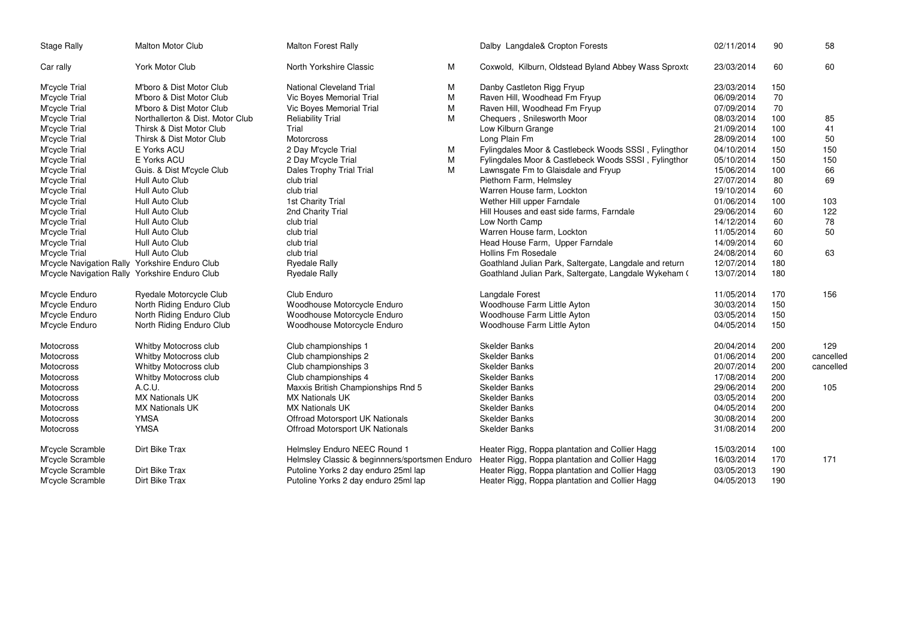| | | | | | | | |
|---|---|---|---|---|---|---|---|
| Stage Rally | Malton Motor Club | Malton Forest Rally | | Dalby Langdale& Cropton Forests | 02/11/2014 | 90 | 58 |
| Car rally | York Motor Club | North Yorkshire Classic | M | Coxwold, Kilburn, Oldstead Byland Abbey Wass Sproxto | 23/03/2014 | 60 | 60 |
| M'cycle Trial | M'boro & Dist Motor Club | National Cleveland Trial | M | Danby Castleton Rigg Fryup | 23/03/2014 | 150 | |
| M'cycle Trial | M'boro & Dist Motor Club | Vic Boyes Memorial Trial | M | Raven Hill, Woodhead Fm Fryup | 06/09/2014 | 70 | |
| M'cycle Trial | M'boro & Dist Motor Club | Vic Boyes Memorial Trial | M | Raven Hill, Woodhead Fm Fryup | 07/09/2014 | 70 | |
| M'cycle Trial | Northallerton & Dist. Motor Club | Reliability Trial | M | Chequers , Snilesworth Moor | 08/03/2014 | 100 | 85 |
| M'cycle Trial | Thirsk & Dist Motor Club | Trial | | Low Kilburn Grange | 21/09/2014 | 100 | 41 |
| M'cycle Trial | Thirsk & Dist Motor Club | Motorcross | | Long Plain Fm | 28/09/2014 | 100 | 50 |
| M'cycle Trial | E Yorks ACU | 2 Day M'cycle Trial | M | Fylingdales Moor & Castlebeck Woods SSSI , Fylingthor | 04/10/2014 | 150 | 150 |
| M'cycle Trial | E Yorks ACU | 2 Day M'cycle Trial | M | Fylingdales Moor & Castlebeck Woods SSSI , Fylingthor | 05/10/2014 | 150 | 150 |
| M'cycle Trial | Guis. & Dist M'cycle Club | Dales Trophy Trial Trial | M | Lawnsgate Fm to Glaisdale and Fryup | 15/06/2014 | 100 | 66 |
| M'cycle Trial | Hull Auto Club | club trial | | Piethorn Farm, Helmsley | 27/07/2014 | 80 | 69 |
| M'cycle Trial | Hull Auto Club | club trial | | Warren House farm, Lockton | 19/10/2014 | 60 | |
| M'cycle Trial | Hull Auto Club | 1st Charity Trial | | Wether Hill upper Farndale | 01/06/2014 | 100 | 103 |
| M'cycle Trial | Hull Auto Club | 2nd Charity Trial | | Hill Houses and east side farms, Farndale | 29/06/2014 | 60 | 122 |
| M'cycle Trial | Hull Auto Club | club trial | | Low North Camp | 14/12/2014 | 60 | 78 |
| M'cycle Trial | Hull Auto Club | club trial | | Warren House farm, Lockton | 11/05/2014 | 60 | 50 |
| M'cycle Trial | Hull Auto Club | club trial | | Head House Farm, Upper Farndale | 14/09/2014 | 60 | |
| M'cycle Trial | Hull Auto Club | club trial | | Hollins Fm Rosedale | 24/08/2014 | 60 | 63 |
| M'cycle Navigation Rally | Yorkshire Enduro Club | Ryedale Rally | | Goathland Julian Park, Saltergate, Langdale and return | 12/07/2014 | 180 | |
| M'cycle Navigation Rally | Yorkshire Enduro Club | Ryedale Rally | | Goathland Julian Park, Saltergate, Langdale Wykeham ( | 13/07/2014 | 180 | |
| M'cycle Enduro | Ryedale Motorcycle Club | Club Enduro | | Langdale Forest | 11/05/2014 | 170 | 156 |
| M'cycle Enduro | North Riding Enduro Club | Woodhouse Motorcycle Enduro | | Woodhouse Farm Little Ayton | 30/03/2014 | 150 | |
| M'cycle Enduro | North Riding Enduro Club | Woodhouse Motorcycle Enduro | | Woodhouse Farm Little Ayton | 03/05/2014 | 150 | |
| M'cycle Enduro | North Riding Enduro Club | Woodhouse Motorcycle Enduro | | Woodhouse Farm Little Ayton | 04/05/2014 | 150 | |
| Motocross | Whitby Motocross club | Club championships 1 | | Skelder Banks | 20/04/2014 | 200 | 129 |
| Motocross | Whitby Motocross club | Club championships 2 | | Skelder Banks | 01/06/2014 | 200 | cancelled |
| Motocross | Whitby Motocross club | Club championships 3 | | Skelder Banks | 20/07/2014 | 200 | cancelled |
| Motocross | Whitby Motocross club | Club championships 4 | | Skelder Banks | 17/08/2014 | 200 | |
| Motocross | A.C.U. | Maxxis British Championships Rnd 5 | | Skelder Banks | 29/06/2014 | 200 | 105 |
| Motocross | MX Nationals UK | MX Nationals UK | | Skelder Banks | 03/05/2014 | 200 | |
| Motocross | MX Nationals UK | MX Nationals UK | | Skelder Banks | 04/05/2014 | 200 | |
| Motocross | YMSA | Offroad Motorsport UK Nationals | | Skelder Banks | 30/08/2014 | 200 | |
| Motocross | YMSA | Offroad Motorsport UK Nationals | | Skelder Banks | 31/08/2014 | 200 | |
| M'cycle Scramble | Dirt Bike Trax | Helmsley Enduro NEEC Round 1 | | Heater Rigg, Roppa plantation and Collier Hagg | 15/03/2014 | 100 | |
| M'cycle Scramble | | Helmsley Classic & beginnners/sportsmen Enduro | | Heater Rigg, Roppa plantation and Collier Hagg | 16/03/2014 | 170 | 171 |
| M'cycle Scramble | Dirt Bike Trax | Putoline Yorks 2 day enduro 25ml lap | | Heater Rigg, Roppa plantation and Collier Hagg | 03/05/2013 | 190 | |
| M'cycle Scramble | Dirt Bike Trax | Putoline Yorks 2 day enduro 25ml lap | | Heater Rigg, Roppa plantation and Collier Hagg | 04/05/2013 | 190 | |